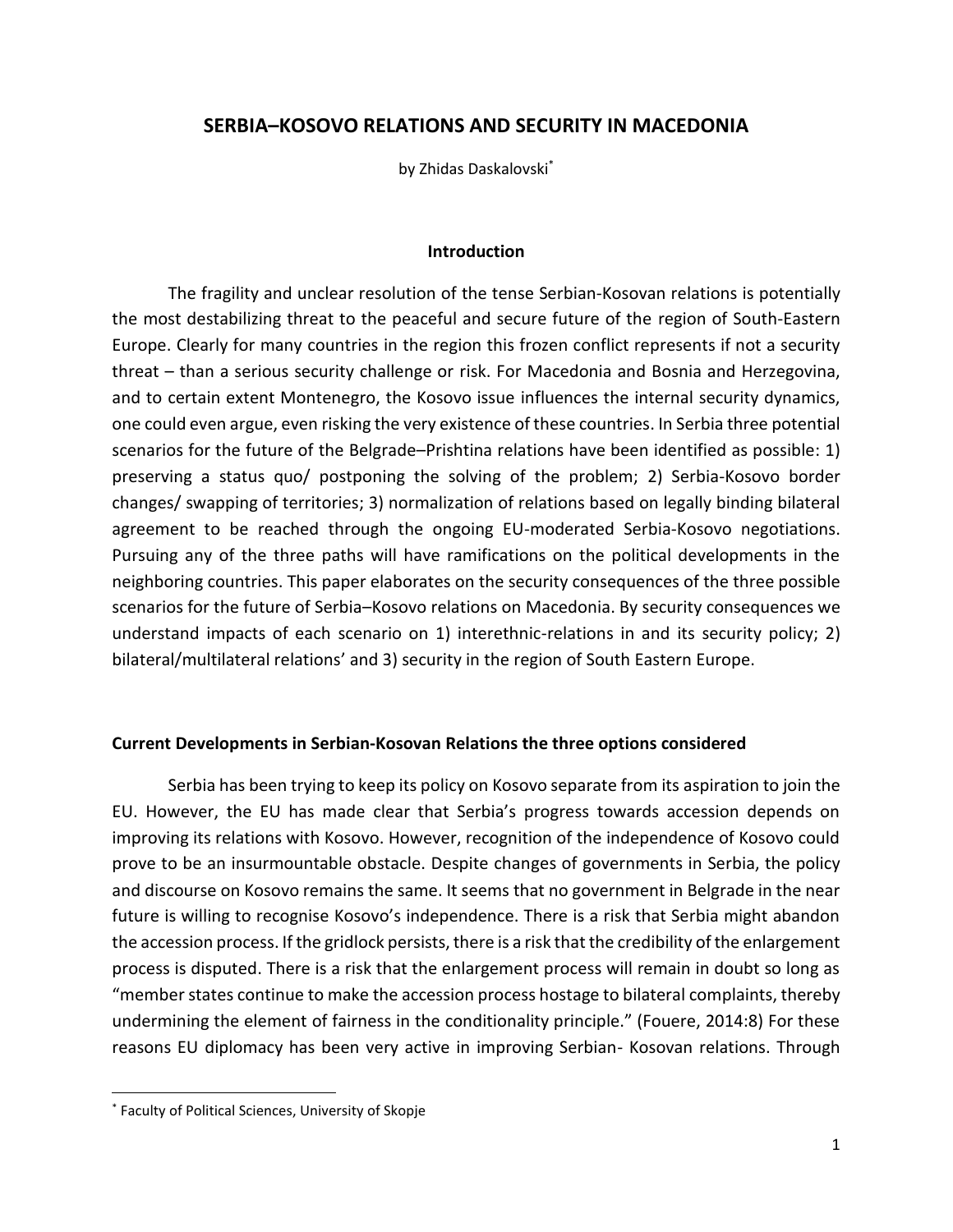# SERBIA–KOSOVO RELATIONS AND SECURITY IN MACEDONIA

by Zhidas Daskalovski[*]

## Introduction

The fragility and unclear resolution of the tense Serbian-Kosovan relations is potentially the most destabilizing threat to the peaceful and secure future of the region of South-Eastern Europe. Clearly for many countries in the region this frozen conflict represents if not a security threat – than a serious security challenge or risk. For Macedonia and Bosnia and Herzegovina, and to certain extent Montenegro, the Kosovo issue influences the internal security dynamics, one could even argue, even risking the very existence of these countries. In Serbia three potential scenarios for the future of the Belgrade–Prishtina relations have been identified as possible: 1) preserving a status quo/ postponing the solving of the problem; 2) Serbia-Kosovo border changes/ swapping of territories; 3) normalization of relations based on legally binding bilateral agreement to be reached through the ongoing EU-moderated Serbia-Kosovo negotiations. Pursuing any of the three paths will have ramifications on the political developments in the neighboring countries. This paper elaborates on the security consequences of the three possible scenarios for the future of Serbia–Kosovo relations on Macedonia. By security consequences we understand impacts of each scenario on 1) interethnic-relations in and its security policy; 2) bilateral/multilateral relations' and 3) security in the region of South Eastern Europe.

## Current Developments in Serbian-Kosovan Relations the three options considered

Serbia has been trying to keep its policy on Kosovo separate from its aspiration to join the EU. However, the EU has made clear that Serbia's progress towards accession depends on improving its relations with Kosovo. However, recognition of the independence of Kosovo could prove to be an insurmountable obstacle. Despite changes of governments in Serbia, the policy and discourse on Kosovo remains the same. It seems that no government in Belgrade in the near future is willing to recognise Kosovo's independence. There is a risk that Serbia might abandon the accession process. If the gridlock persists, there is a risk that the credibility of the enlargement process is disputed. There is a risk that the enlargement process will remain in doubt so long as "member states continue to make the accession process hostage to bilateral complaints, thereby undermining the element of fairness in the conditionality principle." (Fouere, 2014:8) For these reasons EU diplomacy has been very active in improving Serbian- Kosovan relations. Through

---

[*] Faculty of Political Sciences, University of Skopje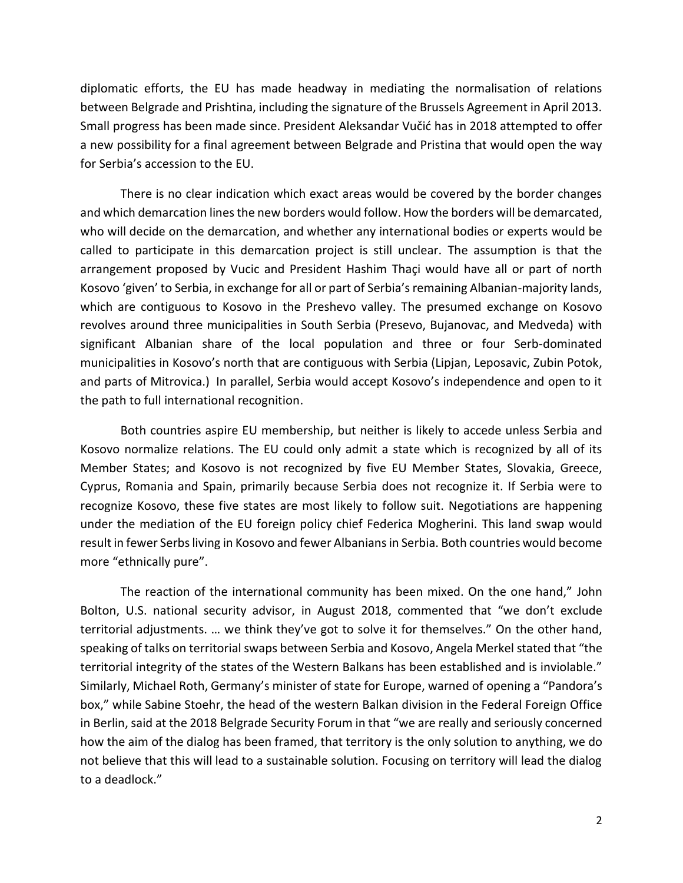diplomatic efforts, the EU has made headway in mediating the normalisation of relations between Belgrade and Prishtina, including the signature of the Brussels Agreement in April 2013. Small progress has been made since. President Aleksandar Vučić has in 2018 attempted to offer a new possibility for a final agreement between Belgrade and Pristina that would open the way for Serbia's accession to the EU.

There is no clear indication which exact areas would be covered by the border changes and which demarcation lines the new borders would follow. How the borders will be demarcated, who will decide on the demarcation, and whether any international bodies or experts would be called to participate in this demarcation project is still unclear. The assumption is that the arrangement proposed by Vucic and President Hashim Thaçi would have all or part of north Kosovo 'given' to Serbia, in exchange for all or part of Serbia's remaining Albanian-majority lands, which are contiguous to Kosovo in the Preshevo valley. The presumed exchange on Kosovo revolves around three municipalities in South Serbia (Presevo, Bujanovac, and Medveda) with significant Albanian share of the local population and three or four Serb-dominated municipalities in Kosovo's north that are contiguous with Serbia (Lipjan, Leposavic, Zubin Potok, and parts of Mitrovica.) In parallel, Serbia would accept Kosovo's independence and open to it the path to full international recognition.

Both countries aspire EU membership, but neither is likely to accede unless Serbia and Kosovo normalize relations. The EU could only admit a state which is recognized by all of its Member States; and Kosovo is not recognized by five EU Member States, Slovakia, Greece, Cyprus, Romania and Spain, primarily because Serbia does not recognize it. If Serbia were to recognize Kosovo, these five states are most likely to follow suit. Negotiations are happening under the mediation of the EU foreign policy chief Federica Mogherini. This land swap would result in fewer Serbs living in Kosovo and fewer Albanians in Serbia. Both countries would become more "ethnically pure".

The reaction of the international community has been mixed. On the one hand," John Bolton, U.S. national security advisor, in August 2018, commented that "we don't exclude territorial adjustments. … we think they've got to solve it for themselves." On the other hand, speaking of talks on territorial swaps between Serbia and Kosovo, Angela Merkel stated that "the territorial integrity of the states of the Western Balkans has been established and is inviolable." Similarly, Michael Roth, Germany's minister of state for Europe, warned of opening a "Pandora's box," while Sabine Stoehr, the head of the western Balkan division in the Federal Foreign Office in Berlin, said at the 2018 Belgrade Security Forum in that "we are really and seriously concerned how the aim of the dialog has been framed, that territory is the only solution to anything, we do not believe that this will lead to a sustainable solution. Focusing on territory will lead the dialog to a deadlock."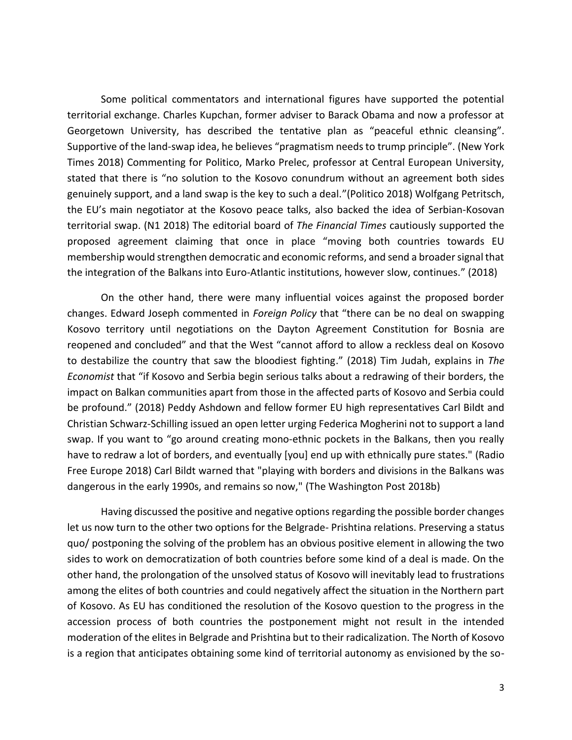Some political commentators and international figures have supported the potential territorial exchange. Charles Kupchan, former adviser to Barack Obama and now a professor at Georgetown University, has described the tentative plan as "peaceful ethnic cleansing". Supportive of the land-swap idea, he believes "pragmatism needs to trump principle". (New York Times 2018) Commenting for Politico, Marko Prelec, professor at Central European University, stated that there is "no solution to the Kosovo conundrum without an agreement both sides genuinely support, and a land swap is the key to such a deal."(Politico 2018) Wolfgang Petritsch, the EU's main negotiator at the Kosovo peace talks, also backed the idea of Serbian-Kosovan territorial swap. (N1 2018) The editorial board of *The Financial Times* cautiously supported the proposed agreement claiming that once in place "moving both countries towards EU membership would strengthen democratic and economic reforms, and send a broader signal that the integration of the Balkans into Euro-Atlantic institutions, however slow, continues." (2018)

On the other hand, there were many influential voices against the proposed border changes. Edward Joseph commented in *Foreign Policy* that "there can be no deal on swapping Kosovo territory until negotiations on the Dayton Agreement Constitution for Bosnia are reopened and concluded" and that the West "cannot afford to allow a reckless deal on Kosovo to destabilize the country that saw the bloodiest fighting." (2018) Tim Judah, explains in *The Economist* that "if Kosovo and Serbia begin serious talks about a redrawing of their borders, the impact on Balkan communities apart from those in the affected parts of Kosovo and Serbia could be profound." (2018) Peddy Ashdown and fellow former EU high representatives Carl Bildt and Christian Schwarz-Schilling issued an open letter urging Federica Mogherini not to support a land swap. If you want to "go around creating mono-ethnic pockets in the Balkans, then you really have to redraw a lot of borders, and eventually [you] end up with ethnically pure states." (Radio Free Europe 2018) Carl Bildt warned that "playing with borders and divisions in the Balkans was dangerous in the early 1990s, and remains so now," (The Washington Post 2018b)

Having discussed the positive and negative options regarding the possible border changes let us now turn to the other two options for the Belgrade- Prishtina relations. Preserving a status quo/ postponing the solving of the problem has an obvious positive element in allowing the two sides to work on democratization of both countries before some kind of a deal is made. On the other hand, the prolongation of the unsolved status of Kosovo will inevitably lead to frustrations among the elites of both countries and could negatively affect the situation in the Northern part of Kosovo. As EU has conditioned the resolution of the Kosovo question to the progress in the accession process of both countries the postponement might not result in the intended moderation of the elites in Belgrade and Prishtina but to their radicalization. The North of Kosovo is a region that anticipates obtaining some kind of territorial autonomy as envisioned by the so-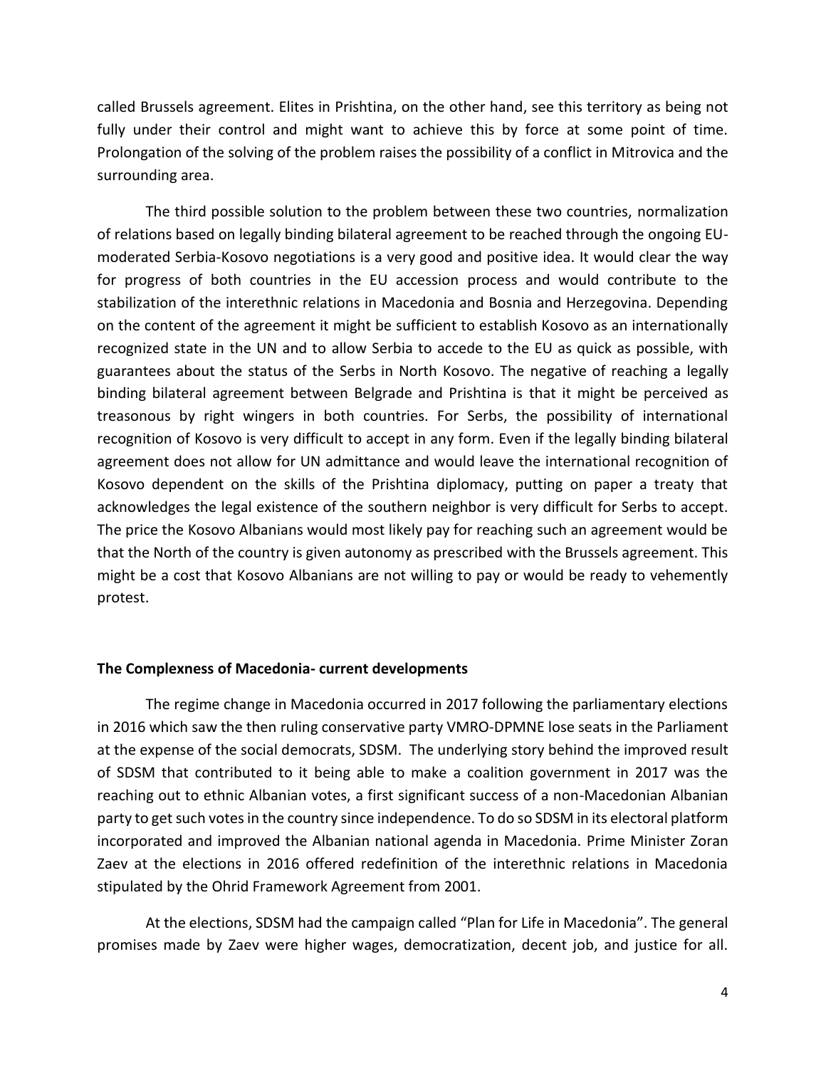called Brussels agreement. Elites in Prishtina, on the other hand, see this territory as being not fully under their control and might want to achieve this by force at some point of time. Prolongation of the solving of the problem raises the possibility of a conflict in Mitrovica and the surrounding area.

The third possible solution to the problem between these two countries, normalization of relations based on legally binding bilateral agreement to be reached through the ongoing EU-moderated Serbia-Kosovo negotiations is a very good and positive idea. It would clear the way for progress of both countries in the EU accession process and would contribute to the stabilization of the interethnic relations in Macedonia and Bosnia and Herzegovina. Depending on the content of the agreement it might be sufficient to establish Kosovo as an internationally recognized state in the UN and to allow Serbia to accede to the EU as quick as possible, with guarantees about the status of the Serbs in North Kosovo. The negative of reaching a legally binding bilateral agreement between Belgrade and Prishtina is that it might be perceived as treasonous by right wingers in both countries. For Serbs, the possibility of international recognition of Kosovo is very difficult to accept in any form. Even if the legally binding bilateral agreement does not allow for UN admittance and would leave the international recognition of Kosovo dependent on the skills of the Prishtina diplomacy, putting on paper a treaty that acknowledges the legal existence of the southern neighbor is very difficult for Serbs to accept. The price the Kosovo Albanians would most likely pay for reaching such an agreement would be that the North of the country is given autonomy as prescribed with the Brussels agreement. This might be a cost that Kosovo Albanians are not willing to pay or would be ready to vehemently protest.

**The Complexness of Macedonia- current developments**

The regime change in Macedonia occurred in 2017 following the parliamentary elections in 2016 which saw the then ruling conservative party VMRO-DPMNE lose seats in the Parliament at the expense of the social democrats, SDSM. The underlying story behind the improved result of SDSM that contributed to it being able to make a coalition government in 2017 was the reaching out to ethnic Albanian votes, a first significant success of a non-Macedonian Albanian party to get such votes in the country since independence. To do so SDSM in its electoral platform incorporated and improved the Albanian national agenda in Macedonia. Prime Minister Zoran Zaev at the elections in 2016 offered redefinition of the interethnic relations in Macedonia stipulated by the Ohrid Framework Agreement from 2001.

At the elections, SDSM had the campaign called "Plan for Life in Macedonia". The general promises made by Zaev were higher wages, democratization, decent job, and justice for all.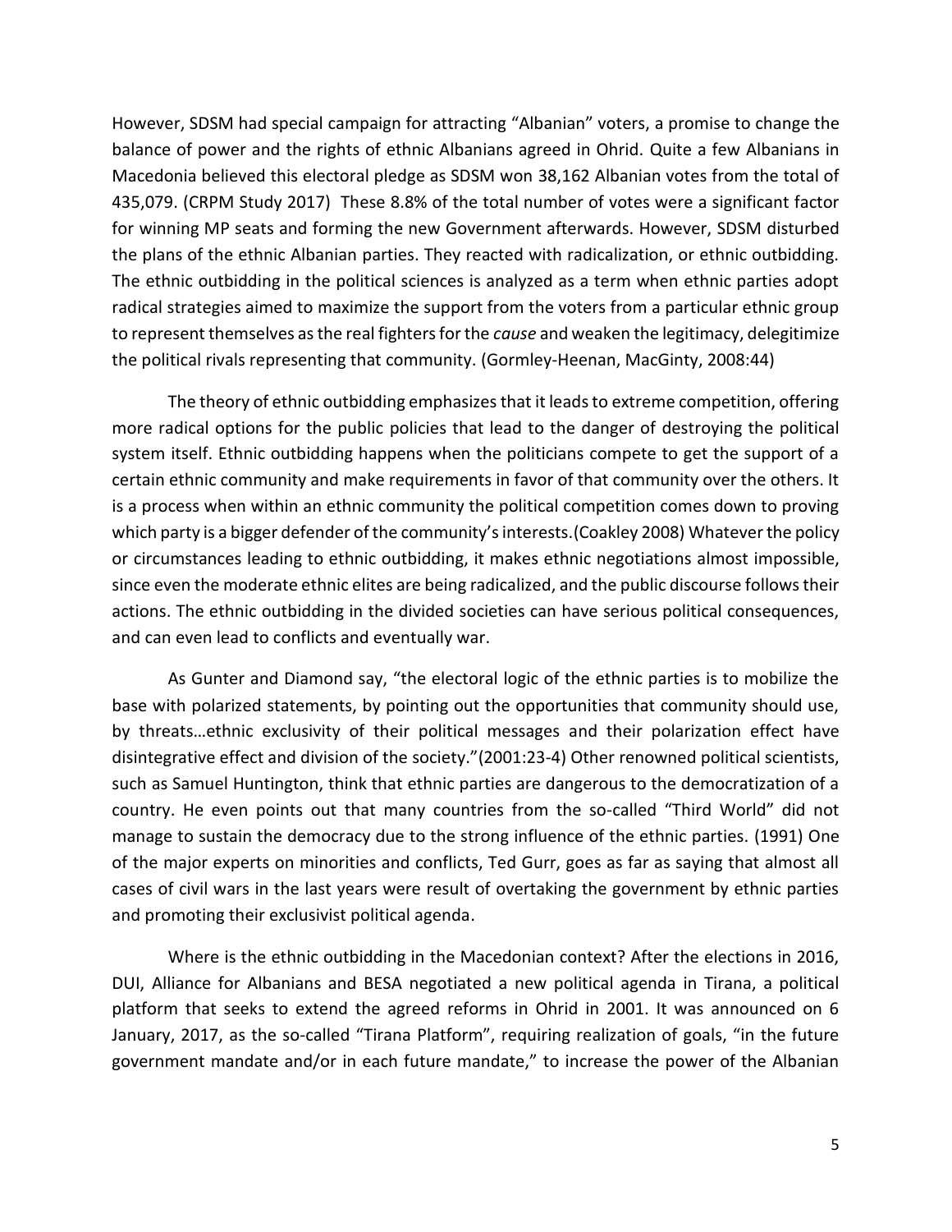However, SDSM had special campaign for attracting "Albanian" voters, a promise to change the balance of power and the rights of ethnic Albanians agreed in Ohrid. Quite a few Albanians in Macedonia believed this electoral pledge as SDSM won 38,162 Albanian votes from the total of 435,079. (CRPM Study 2017) These 8.8% of the total number of votes were a significant factor for winning MP seats and forming the new Government afterwards. However, SDSM disturbed the plans of the ethnic Albanian parties. They reacted with radicalization, or ethnic outbidding. The ethnic outbidding in the political sciences is analyzed as a term when ethnic parties adopt radical strategies aimed to maximize the support from the voters from a particular ethnic group to represent themselves as the real fighters for the *cause* and weaken the legitimacy, delegitimize the political rivals representing that community. (Gormley-Heenan, MacGinty, 2008:44)

The theory of ethnic outbidding emphasizes that it leads to extreme competition, offering more radical options for the public policies that lead to the danger of destroying the political system itself. Ethnic outbidding happens when the politicians compete to get the support of a certain ethnic community and make requirements in favor of that community over the others. It is a process when within an ethnic community the political competition comes down to proving which party is a bigger defender of the community's interests.(Coakley 2008) Whatever the policy or circumstances leading to ethnic outbidding, it makes ethnic negotiations almost impossible, since even the moderate ethnic elites are being radicalized, and the public discourse follows their actions. The ethnic outbidding in the divided societies can have serious political consequences, and can even lead to conflicts and eventually war.

As Gunter and Diamond say, "the electoral logic of the ethnic parties is to mobilize the base with polarized statements, by pointing out the opportunities that community should use, by threats…ethnic exclusivity of their political messages and their polarization effect have disintegrative effect and division of the society."(2001:23-4) Other renowned political scientists, such as Samuel Huntington, think that ethnic parties are dangerous to the democratization of a country. He even points out that many countries from the so-called "Third World" did not manage to sustain the democracy due to the strong influence of the ethnic parties. (1991) One of the major experts on minorities and conflicts, Ted Gurr, goes as far as saying that almost all cases of civil wars in the last years were result of overtaking the government by ethnic parties and promoting their exclusivist political agenda.

Where is the ethnic outbidding in the Macedonian context? After the elections in 2016, DUI, Alliance for Albanians and BESA negotiated a new political agenda in Tirana, a political platform that seeks to extend the agreed reforms in Ohrid in 2001. It was announced on 6 January, 2017, as the so-called "Tirana Platform", requiring realization of goals, "in the future government mandate and/or in each future mandate," to increase the power of the Albanian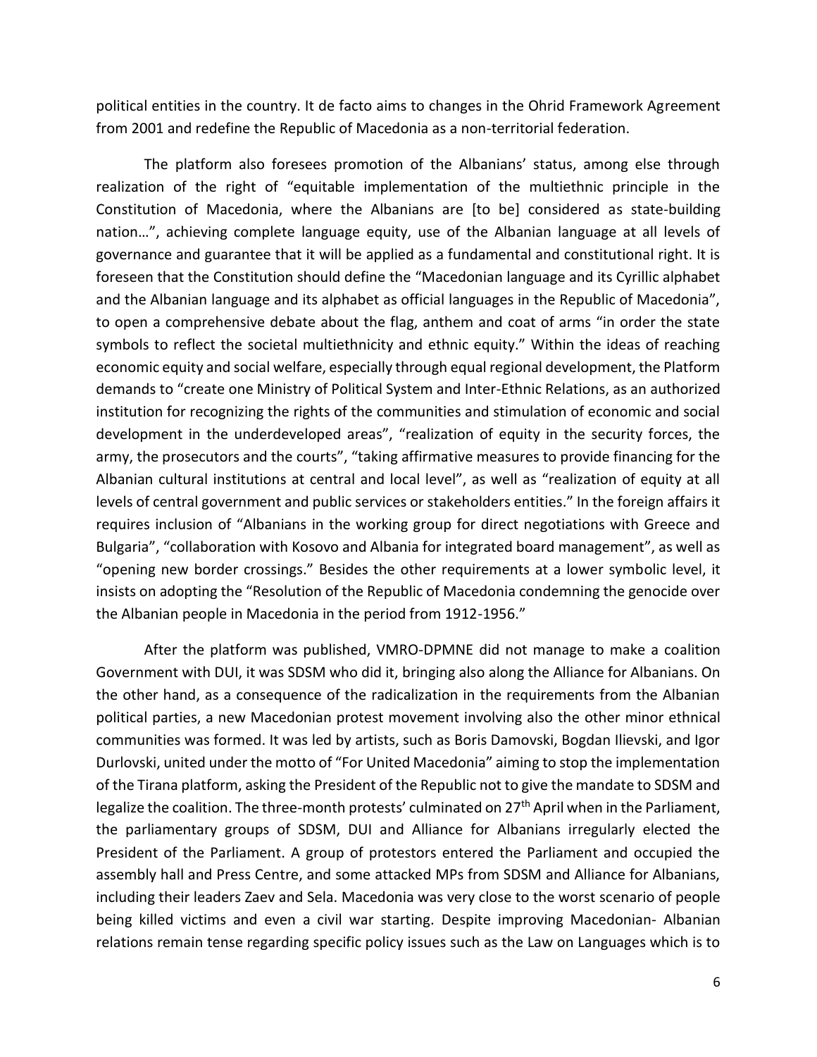political entities in the country. It de facto aims to changes in the Ohrid Framework Agreement from 2001 and redefine the Republic of Macedonia as a non-territorial federation.

The platform also foresees promotion of the Albanians' status, among else through realization of the right of "equitable implementation of the multiethnic principle in the Constitution of Macedonia, where the Albanians are [to be] considered as state-building nation…", achieving complete language equity, use of the Albanian language at all levels of governance and guarantee that it will be applied as a fundamental and constitutional right. It is foreseen that the Constitution should define the "Macedonian language and its Cyrillic alphabet and the Albanian language and its alphabet as official languages in the Republic of Macedonia", to open a comprehensive debate about the flag, anthem and coat of arms "in order the state symbols to reflect the societal multiethnicity and ethnic equity." Within the ideas of reaching economic equity and social welfare, especially through equal regional development, the Platform demands to "create one Ministry of Political System and Inter-Ethnic Relations, as an authorized institution for recognizing the rights of the communities and stimulation of economic and social development in the underdeveloped areas", "realization of equity in the security forces, the army, the prosecutors and the courts", "taking affirmative measures to provide financing for the Albanian cultural institutions at central and local level", as well as "realization of equity at all levels of central government and public services or stakeholders entities." In the foreign affairs it requires inclusion of "Albanians in the working group for direct negotiations with Greece and Bulgaria", "collaboration with Kosovo and Albania for integrated board management", as well as "opening new border crossings." Besides the other requirements at a lower symbolic level, it insists on adopting the "Resolution of the Republic of Macedonia condemning the genocide over the Albanian people in Macedonia in the period from 1912-1956."

After the platform was published, VMRO-DPMNE did not manage to make a coalition Government with DUI, it was SDSM who did it, bringing also along the Alliance for Albanians. On the other hand, as a consequence of the radicalization in the requirements from the Albanian political parties, a new Macedonian protest movement involving also the other minor ethnical communities was formed. It was led by artists, such as Boris Damovski, Bogdan Ilievski, and Igor Durlovski, united under the motto of "For United Macedonia" aiming to stop the implementation of the Tirana platform, asking the President of the Republic not to give the mandate to SDSM and legalize the coalition. The three-month protests' culminated on 27th April when in the Parliament, the parliamentary groups of SDSM, DUI and Alliance for Albanians irregularly elected the President of the Parliament. A group of protestors entered the Parliament and occupied the assembly hall and Press Centre, and some attacked MPs from SDSM and Alliance for Albanians, including their leaders Zaev and Sela. Macedonia was very close to the worst scenario of people being killed victims and even a civil war starting. Despite improving Macedonian- Albanian relations remain tense regarding specific policy issues such as the Law on Languages which is to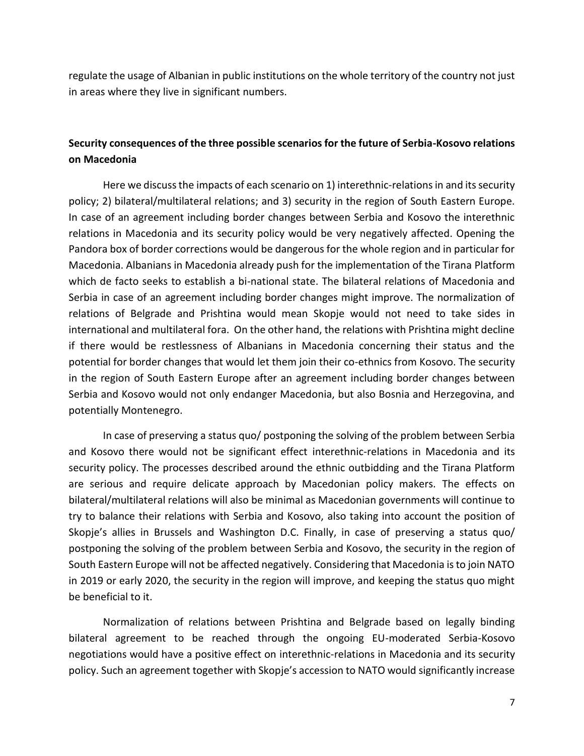regulate the usage of Albanian in public institutions on the whole territory of the country not just in areas where they live in significant numbers.

## Security consequences of the three possible scenarios for the future of Serbia-Kosovo relations on Macedonia

Here we discuss the impacts of each scenario on 1) interethnic-relations in and its security policy; 2) bilateral/multilateral relations; and 3) security in the region of South Eastern Europe. In case of an agreement including border changes between Serbia and Kosovo the interethnic relations in Macedonia and its security policy would be very negatively affected. Opening the Pandora box of border corrections would be dangerous for the whole region and in particular for Macedonia. Albanians in Macedonia already push for the implementation of the Tirana Platform which de facto seeks to establish a bi-national state. The bilateral relations of Macedonia and Serbia in case of an agreement including border changes might improve. The normalization of relations of Belgrade and Prishtina would mean Skopje would not need to take sides in international and multilateral fora. On the other hand, the relations with Prishtina might decline if there would be restlessness of Albanians in Macedonia concerning their status and the potential for border changes that would let them join their co-ethnics from Kosovo. The security in the region of South Eastern Europe after an agreement including border changes between Serbia and Kosovo would not only endanger Macedonia, but also Bosnia and Herzegovina, and potentially Montenegro.

In case of preserving a status quo/ postponing the solving of the problem between Serbia and Kosovo there would not be significant effect interethnic-relations in Macedonia and its security policy. The processes described around the ethnic outbidding and the Tirana Platform are serious and require delicate approach by Macedonian policy makers. The effects on bilateral/multilateral relations will also be minimal as Macedonian governments will continue to try to balance their relations with Serbia and Kosovo, also taking into account the position of Skopje's allies in Brussels and Washington D.C. Finally, in case of preserving a status quo/ postponing the solving of the problem between Serbia and Kosovo, the security in the region of South Eastern Europe will not be affected negatively. Considering that Macedonia is to join NATO in 2019 or early 2020, the security in the region will improve, and keeping the status quo might be beneficial to it.

Normalization of relations between Prishtina and Belgrade based on legally binding bilateral agreement to be reached through the ongoing EU-moderated Serbia-Kosovo negotiations would have a positive effect on interethnic-relations in Macedonia and its security policy. Such an agreement together with Skopje's accession to NATO would significantly increase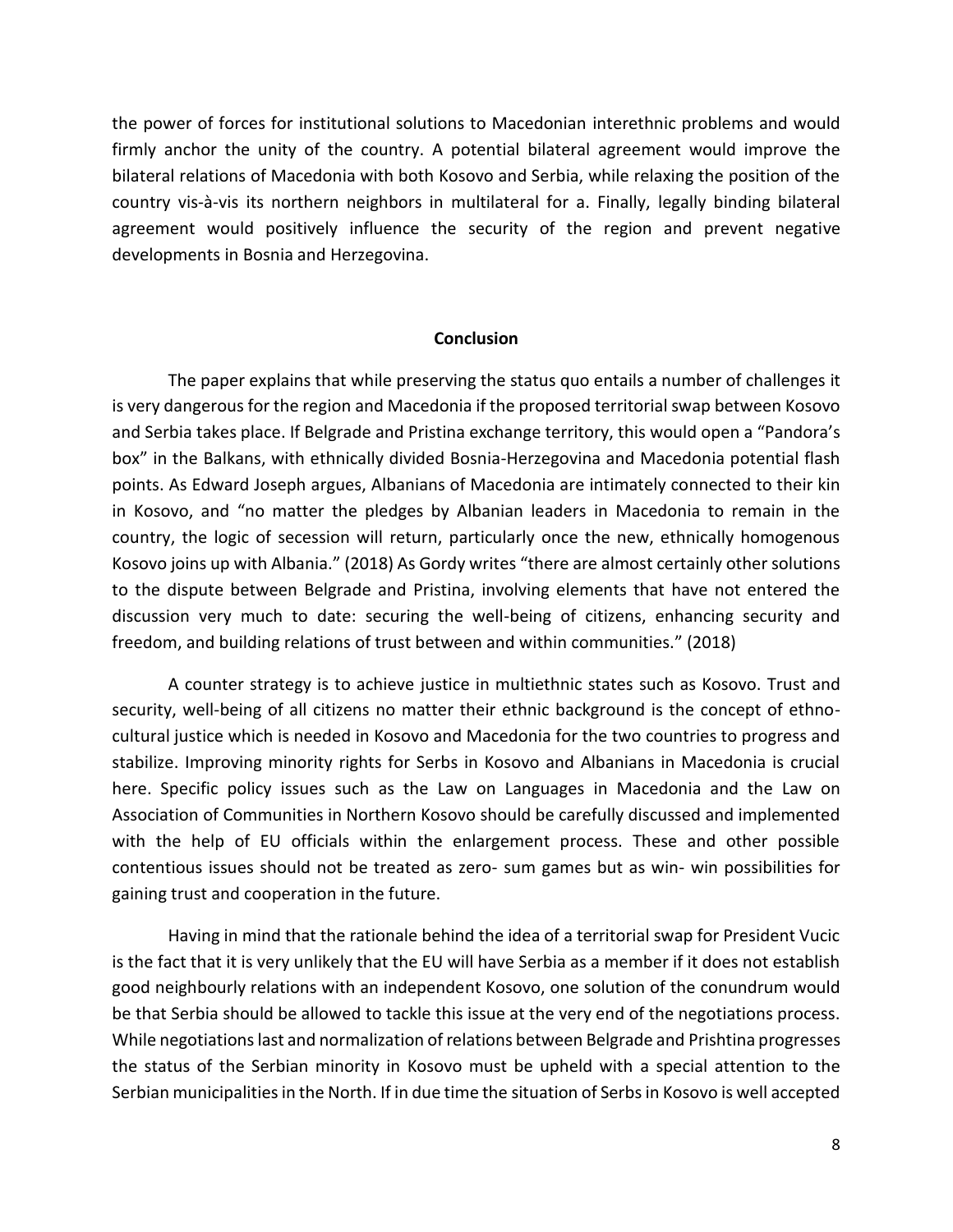the power of forces for institutional solutions to Macedonian interethnic problems and would firmly anchor the unity of the country. A potential bilateral agreement would improve the bilateral relations of Macedonia with both Kosovo and Serbia, while relaxing the position of the country vis-à-vis its northern neighbors in multilateral for a. Finally, legally binding bilateral agreement would positively influence the security of the region and prevent negative developments in Bosnia and Herzegovina.

## Conclusion

The paper explains that while preserving the status quo entails a number of challenges it is very dangerous for the region and Macedonia if the proposed territorial swap between Kosovo and Serbia takes place. If Belgrade and Pristina exchange territory, this would open a "Pandora's box" in the Balkans, with ethnically divided Bosnia-Herzegovina and Macedonia potential flash points. As Edward Joseph argues, Albanians of Macedonia are intimately connected to their kin in Kosovo, and "no matter the pledges by Albanian leaders in Macedonia to remain in the country, the logic of secession will return, particularly once the new, ethnically homogenous Kosovo joins up with Albania." (2018) As Gordy writes "there are almost certainly other solutions to the dispute between Belgrade and Pristina, involving elements that have not entered the discussion very much to date: securing the well-being of citizens, enhancing security and freedom, and building relations of trust between and within communities." (2018)

A counter strategy is to achieve justice in multiethnic states such as Kosovo. Trust and security, well-being of all citizens no matter their ethnic background is the concept of ethno-cultural justice which is needed in Kosovo and Macedonia for the two countries to progress and stabilize. Improving minority rights for Serbs in Kosovo and Albanians in Macedonia is crucial here. Specific policy issues such as the Law on Languages in Macedonia and the Law on Association of Communities in Northern Kosovo should be carefully discussed and implemented with the help of EU officials within the enlargement process. These and other possible contentious issues should not be treated as zero- sum games but as win- win possibilities for gaining trust and cooperation in the future.

Having in mind that the rationale behind the idea of a territorial swap for President Vucic is the fact that it is very unlikely that the EU will have Serbia as a member if it does not establish good neighbourly relations with an independent Kosovo, one solution of the conundrum would be that Serbia should be allowed to tackle this issue at the very end of the negotiations process. While negotiations last and normalization of relations between Belgrade and Prishtina progresses the status of the Serbian minority in Kosovo must be upheld with a special attention to the Serbian municipalities in the North. If in due time the situation of Serbs in Kosovo is well accepted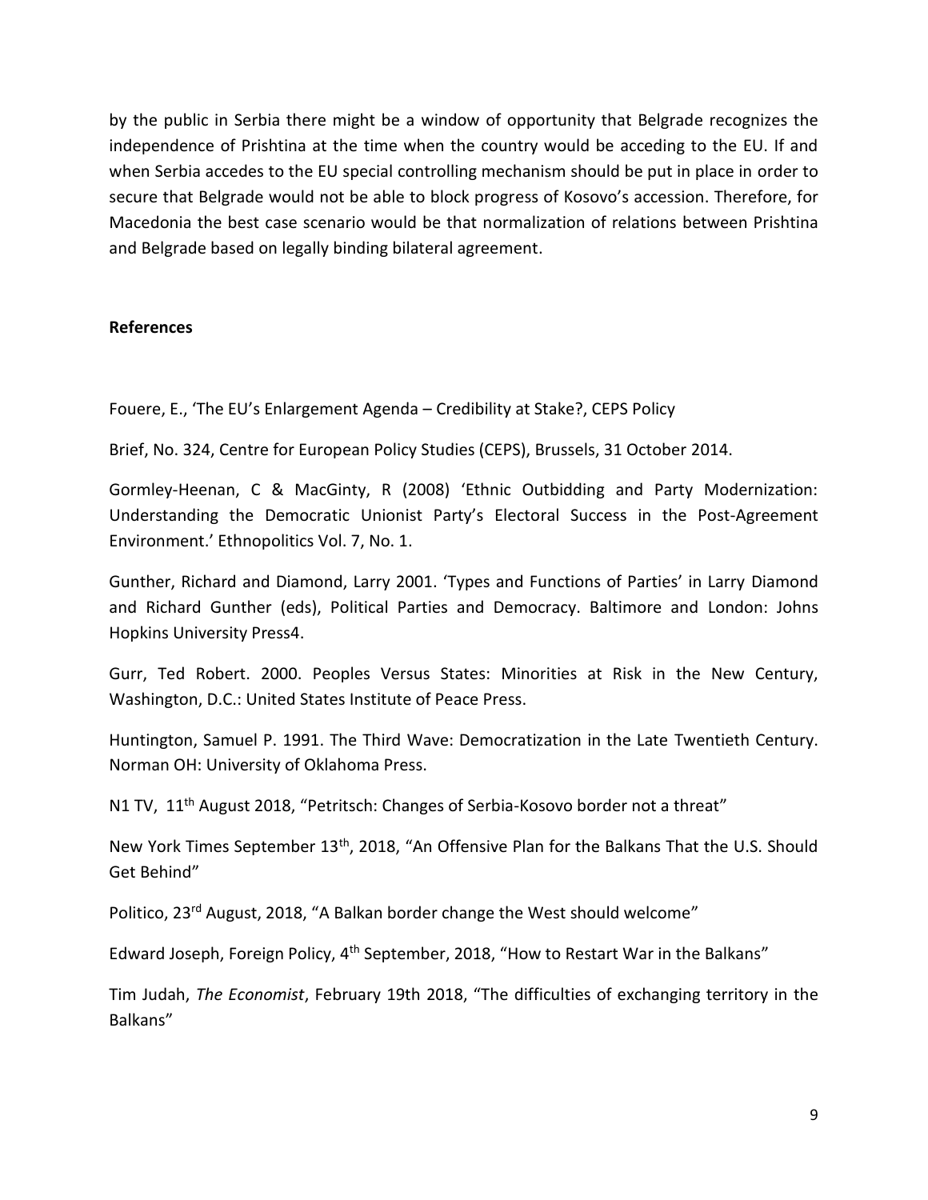by the public in Serbia there might be a window of opportunity that Belgrade recognizes the independence of Prishtina at the time when the country would be acceding to the EU. If and when Serbia accedes to the EU special controlling mechanism should be put in place in order to secure that Belgrade would not be able to block progress of Kosovo's accession. Therefore, for Macedonia the best case scenario would be that normalization of relations between Prishtina and Belgrade based on legally binding bilateral agreement.

**References**

Fouere, E., 'The EU's Enlargement Agenda – Credibility at Stake?, CEPS Policy

Brief, No. 324, Centre for European Policy Studies (CEPS), Brussels, 31 October 2014.

Gormley-Heenan, C & MacGinty, R (2008) 'Ethnic Outbidding and Party Modernization: Understanding the Democratic Unionist Party's Electoral Success in the Post-Agreement Environment.' Ethnopolitics Vol. 7, No. 1.

Gunther, Richard and Diamond, Larry 2001. 'Types and Functions of Parties' in Larry Diamond and Richard Gunther (eds), Political Parties and Democracy. Baltimore and London: Johns Hopkins University Press4.

Gurr, Ted Robert. 2000. Peoples Versus States: Minorities at Risk in the New Century, Washington, D.C.: United States Institute of Peace Press.

Huntington, Samuel P. 1991. The Third Wave: Democratization in the Late Twentieth Century. Norman OH: University of Oklahoma Press.

N1 TV, 11th August 2018, "Petritsch: Changes of Serbia-Kosovo border not a threat"

New York Times September 13th, 2018, "An Offensive Plan for the Balkans That the U.S. Should Get Behind"

Politico, 23rd August, 2018, "A Balkan border change the West should welcome"

Edward Joseph, Foreign Policy, 4th September, 2018, "How to Restart War in the Balkans"

Tim Judah, *The Economist*, February 19th 2018, "The difficulties of exchanging territory in the Balkans"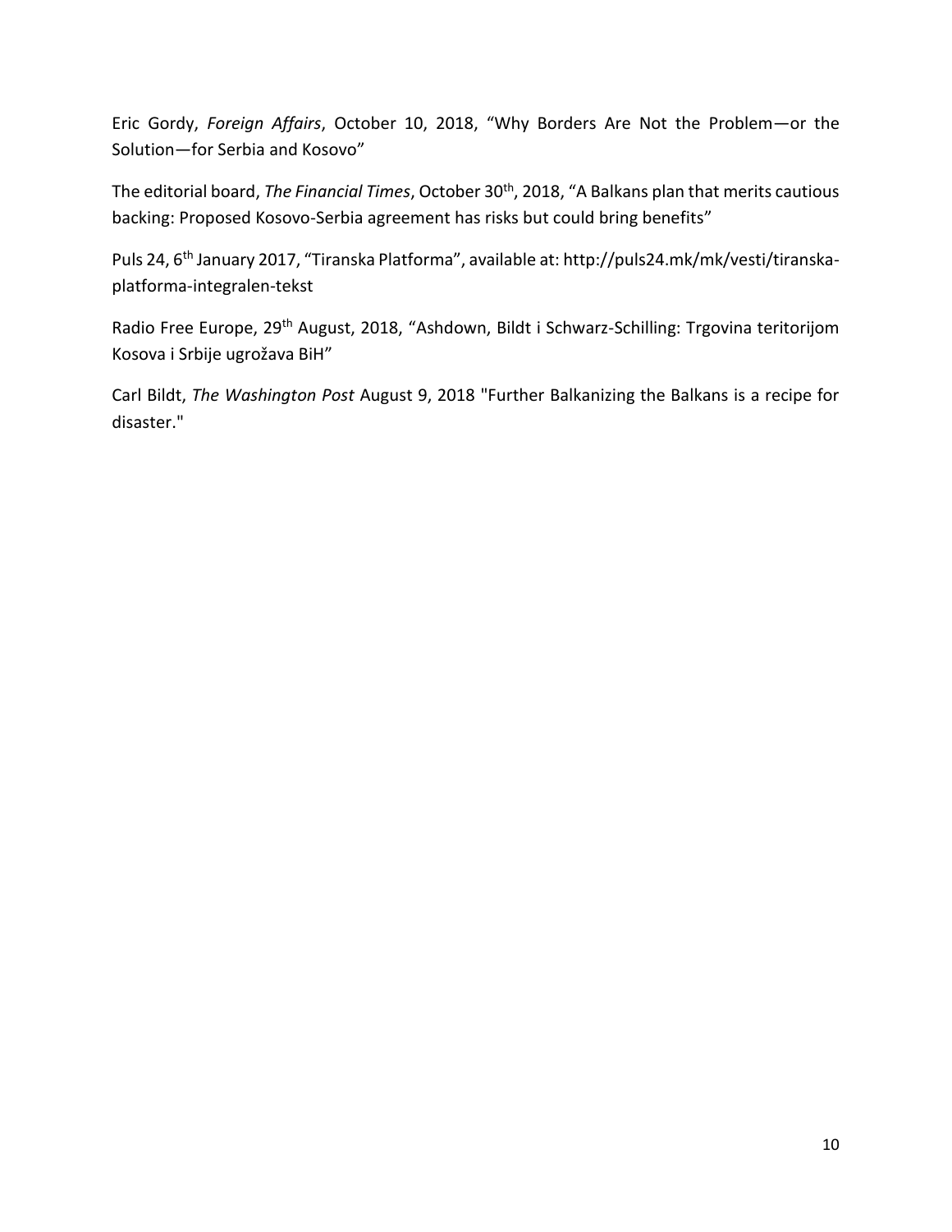Eric Gordy, *Foreign Affairs*, October 10, 2018, “Why Borders Are Not the Problem—or the Solution—for Serbia and Kosovo”

The editorial board, *The Financial Times*, October 30th, 2018, “A Balkans plan that merits cautious backing: Proposed Kosovo-Serbia agreement has risks but could bring benefits”

Puls 24, 6th January 2017, “Tiranska Platforma”, available at: http://puls24.mk/mk/vesti/tiranska-platforma-integralen-tekst

Radio Free Europe, 29th August, 2018, “Ashdown, Bildt i Schwarz-Schilling: Trgovina teritorijom Kosova i Srbije ugrožava BiH”

Carl Bildt, *The Washington Post* August 9, 2018 "Further Balkanizing the Balkans is a recipe for disaster."